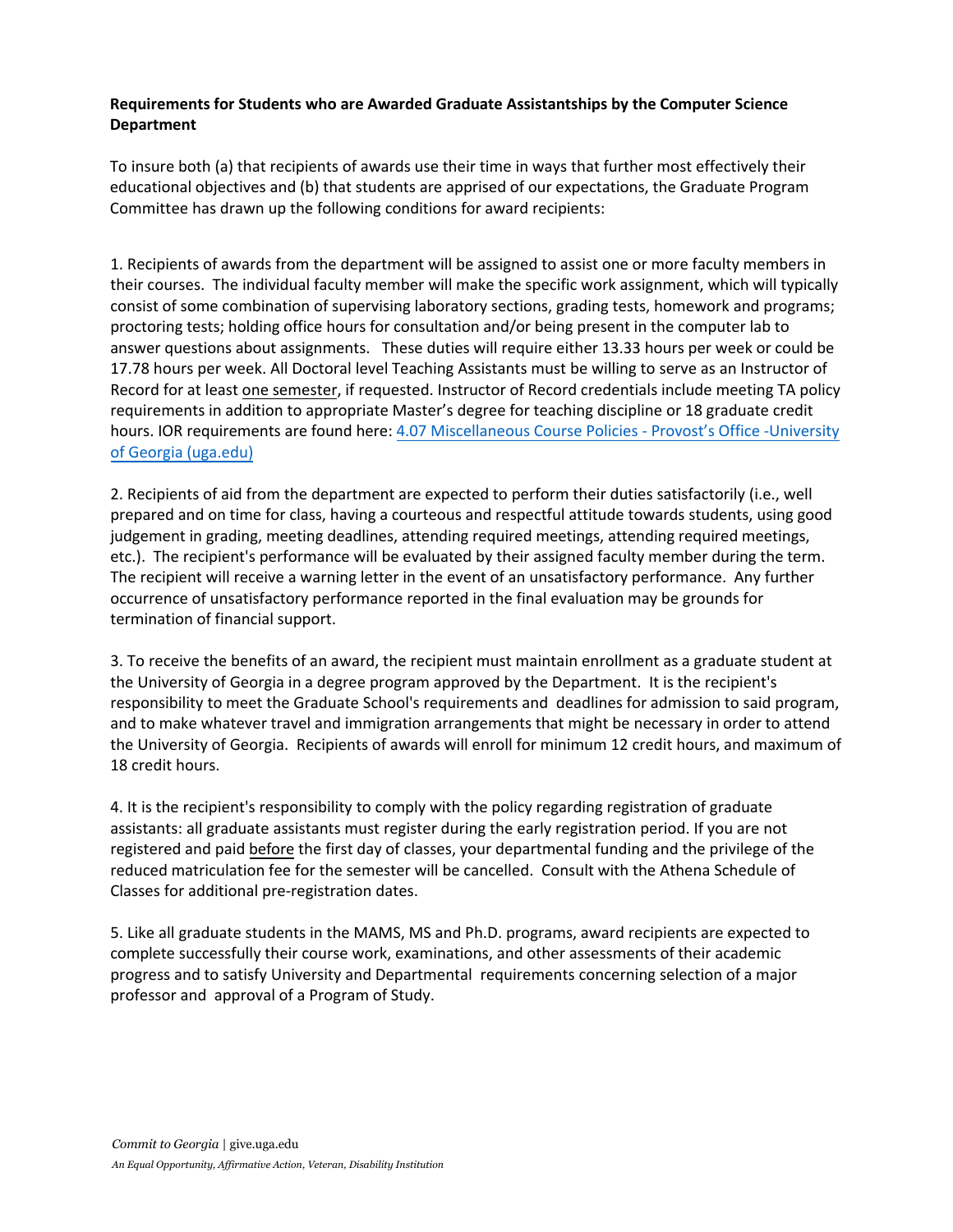**Requirements for Students who are Awarded Graduate Assistantships by the Computer Science Department**

To insure both (a) that recipients of awards use their time in ways that further most effectively their educational objectives and (b) that students are apprised of our expectations, the Graduate Program Committee has drawn up the following conditions for award recipients:

1. Recipients of awards from the department will be assigned to assist one or more faculty members in their courses. The individual faculty member will make the specific work assignment, which will typically consist of some combination of supervising laboratory sections, grading tests, homework and programs; proctoring tests; holding office hours for consultation and/or being present in the computer lab to answer questions about assignments. These duties will require either 13.33 hours per week or could be 17.78 hours per week. All Doctoral level Teaching Assistants must be willing to serve as an Instructor of Record for at least one semester, if requested. Instructor of Record credentials include meeting TA policy requirements in addition to appropriate Master's degree for teaching discipline or 18 graduate credit hours. IOR requirements are found here: [4.07 Miscellaneous Course Policies - Provost's Office -University of Georgia (uga.edu)]

2. Recipients of aid from the department are expected to perform their duties satisfactorily (i.e., well prepared and on time for class, having a courteous and respectful attitude towards students, using good judgement in grading, meeting deadlines, attending required meetings, attending required meetings, etc.). The recipient's performance will be evaluated by their assigned faculty member during the term. The recipient will receive a warning letter in the event of an unsatisfactory performance. Any further occurrence of unsatisfactory performance reported in the final evaluation may be grounds for termination of financial support.

3. To receive the benefits of an award, the recipient must maintain enrollment as a graduate student at the University of Georgia in a degree program approved by the Department. It is the recipient's responsibility to meet the Graduate School's requirements and deadlines for admission to said program, and to make whatever travel and immigration arrangements that might be necessary in order to attend the University of Georgia. Recipients of awards will enroll for minimum 12 credit hours, and maximum of 18 credit hours.

4. It is the recipient's responsibility to comply with the policy regarding registration of graduate assistants: all graduate assistants must register during the early registration period. If you are not registered and paid before the first day of classes, your departmental funding and the privilege of the reduced matriculation fee for the semester will be cancelled. Consult with the Athena Schedule of Classes for additional pre-registration dates.

5. Like all graduate students in the MAMS, MS and Ph.D. programs, award recipients are expected to complete successfully their course work, examinations, and other assessments of their academic progress and to satisfy University and Departmental requirements concerning selection of a major professor and approval of a Program of Study.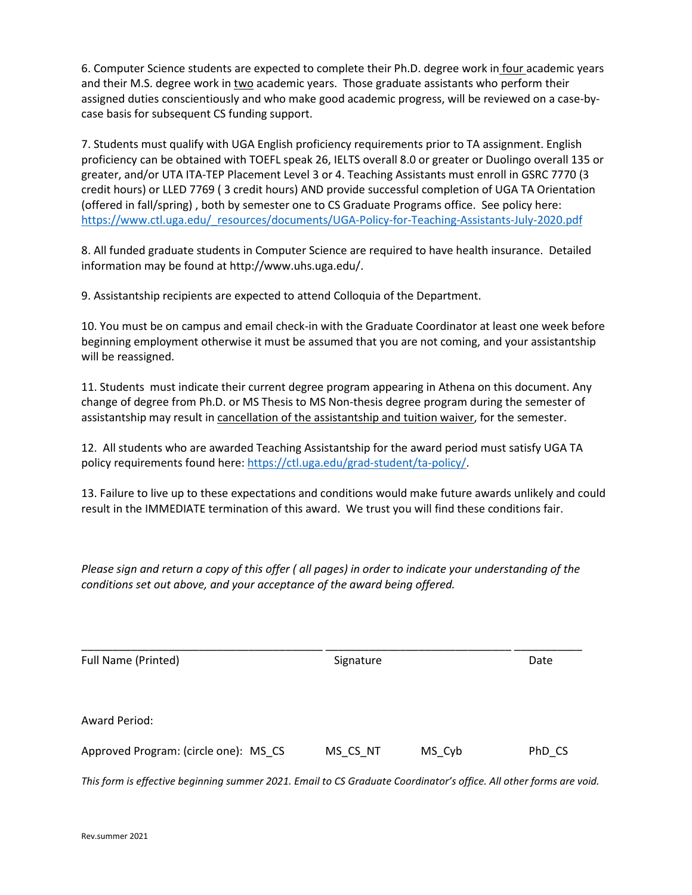6. Computer Science students are expected to complete their Ph.D. degree work in four academic years and their M.S. degree work in two academic years. Those graduate assistants who perform their assigned duties conscientiously and who make good academic progress, will be reviewed on a case-by-case basis for subsequent CS funding support.

7. Students must qualify with UGA English proficiency requirements prior to TA assignment. English proficiency can be obtained with TOEFL speak 26, IELTS overall 8.0 or greater or Duolingo overall 135 or greater, and/or UTA ITA-TEP Placement Level 3 or 4. Teaching Assistants must enroll in GSRC 7770 (3 credit hours) or LLED 7769 ( 3 credit hours) AND provide successful completion of UGA TA Orientation (offered in fall/spring) , both by semester one to CS Graduate Programs office. See policy here: https://www.ctl.uga.edu/_resources/documents/UGA-Policy-for-Teaching-Assistants-July-2020.pdf

8. All funded graduate students in Computer Science are required to have health insurance. Detailed information may be found at http://www.uhs.uga.edu/.

9. Assistantship recipients are expected to attend Colloquia of the Department.

10. You must be on campus and email check-in with the Graduate Coordinator at least one week before beginning employment otherwise it must be assumed that you are not coming, and your assistantship will be reassigned.

11. Students must indicate their current degree program appearing in Athena on this document. Any change of degree from Ph.D. or MS Thesis to MS Non-thesis degree program during the semester of assistantship may result in cancellation of the assistantship and tuition waiver, for the semester.

12. All students who are awarded Teaching Assistantship for the award period must satisfy UGA TA policy requirements found here: https://ctl.uga.edu/grad-student/ta-policy/.

13. Failure to live up to these expectations and conditions would make future awards unlikely and could result in the IMMEDIATE termination of this award. We trust you will find these conditions fair.

*Please sign and return a copy of this offer ( all pages) in order to indicate your understanding of the conditions set out above, and your acceptance of the award being offered.*

\_\_\_\_\_\_\_\_\_\_\_\_\_\_\_\_\_\_\_\_\_\_\_\_\_\_\_\_\_\_\_\_\_\_\_\_\_\_ \_\_\_\_\_\_\_\_\_\_\_\_\_\_\_\_\_\_\_\_\_\_\_\_\_\_\_\_\_\_ \_\_\_\_\_\_\_\_\_\_\_

Full Name (Printed) Signature Date

Award Period:

Approved Program: (circle one): MS_CS MS_CS_NT MS_Cyb PhD_CS

*This form is effective beginning summer 2021. Email to CS Graduate Coordinator's office. All other forms are void.*

Rev.summer 2021